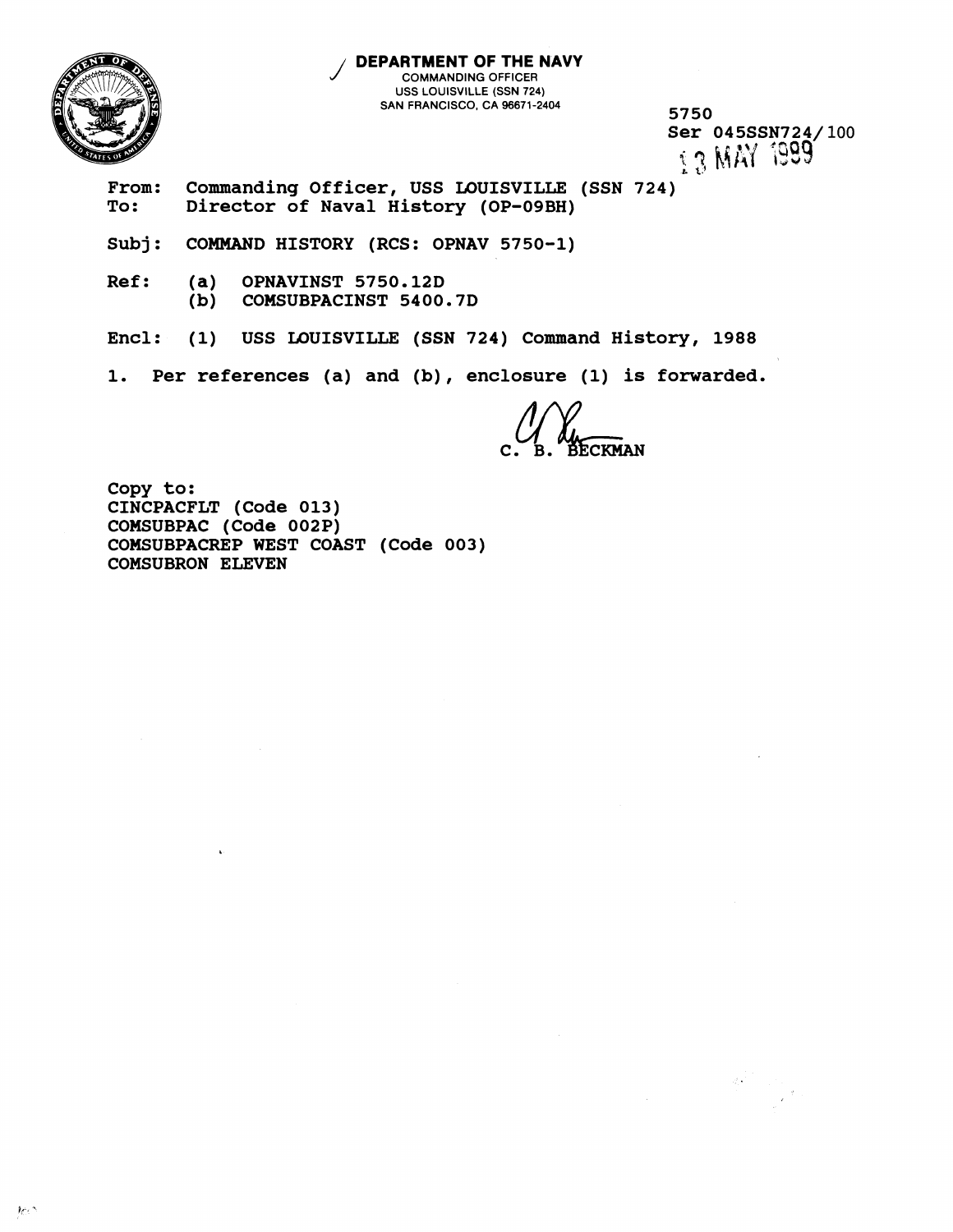**DEPARTMENT OF THE NAVY**
COMMANDING OFFICER
USS LOUISVILLE (SSN 724)
SAN FRANCISCO, CA 96671-2404

5750
Ser 045SSN724/100
13 MAY 1989

From: Commanding Officer, USS LOUISVILLE (SSN 724)
To: Director of Naval History (OP-09BH)

Subj: COMMAND HISTORY (RCS: OPNAV 5750-1)

Ref: (a) OPNAVINST 5750.12D
(b) COMSUBPACINST 5400.7D

Encl: (1) USS LOUISVILLE (SSN 724) Command History, 1988

1. Per references (a) and (b), enclosure (1) is forwarded.

C. B. BECKMAN

Copy to:
CINCPACFLT (Code 013)
COMSUBPAC (Code 002P)
COMSUBPACREP WEST COAST (Code 003)
COMSUBRON ELEVEN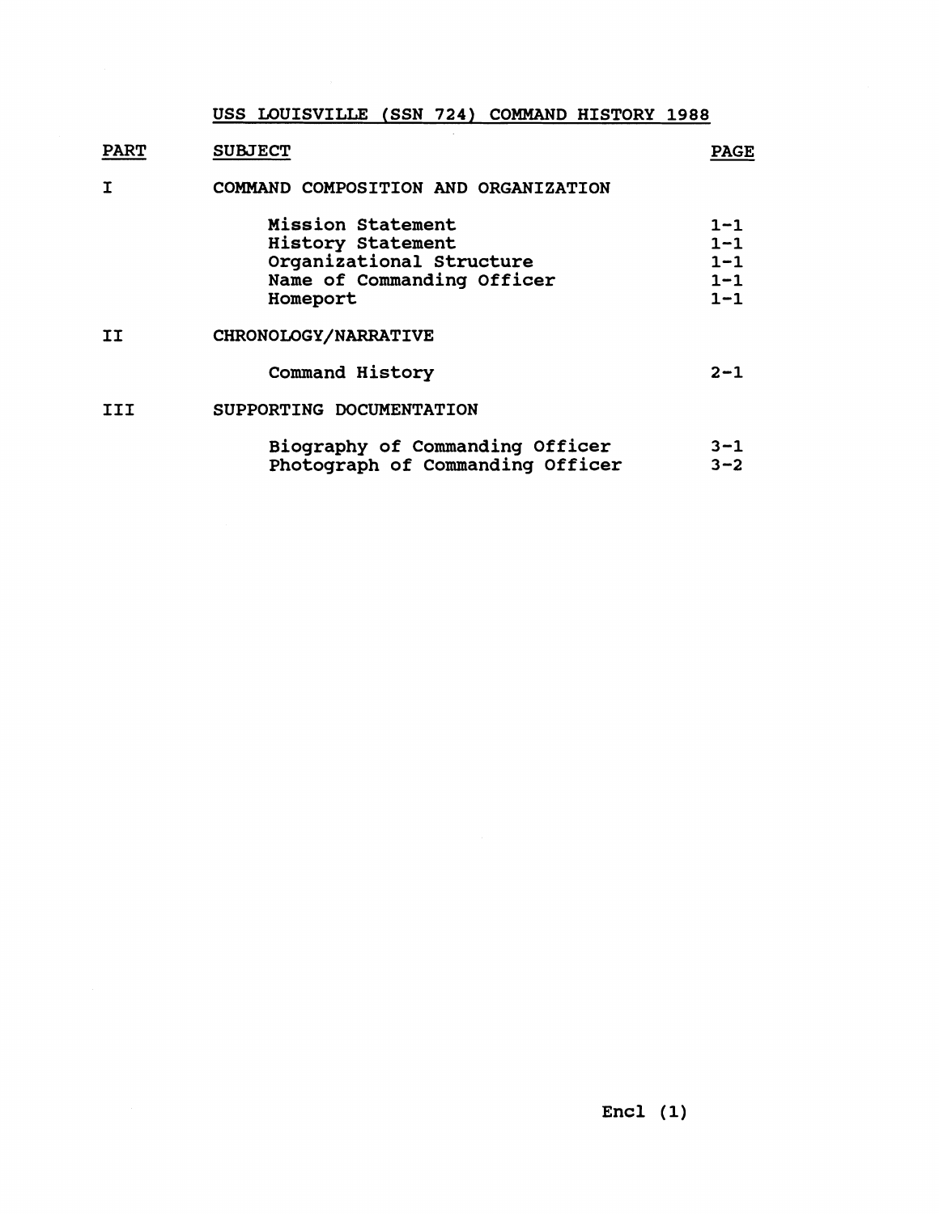# USS LOUISVILLE (SSN 724) COMMAND HISTORY 1988

| PART | SUBJECT | PAGE |
|---|---|---|
| I | COMMAND COMPOSITION AND ORGANIZATION | |
| | Mission Statement | 1-1 |
| | History Statement | 1-1 |
| | Organizational Structure | 1-1 |
| | Name of Commanding Officer | 1-1 |
| | Homeport | 1-1 |
| II | CHRONOLOGY/NARRATIVE | |
| | Command History | 2-1 |
| III | SUPPORTING DOCUMENTATION | |
| | Biography of Commanding Officer | 3-1 |
| | Photograph of Commanding Officer | 3-2 |

Encl (1)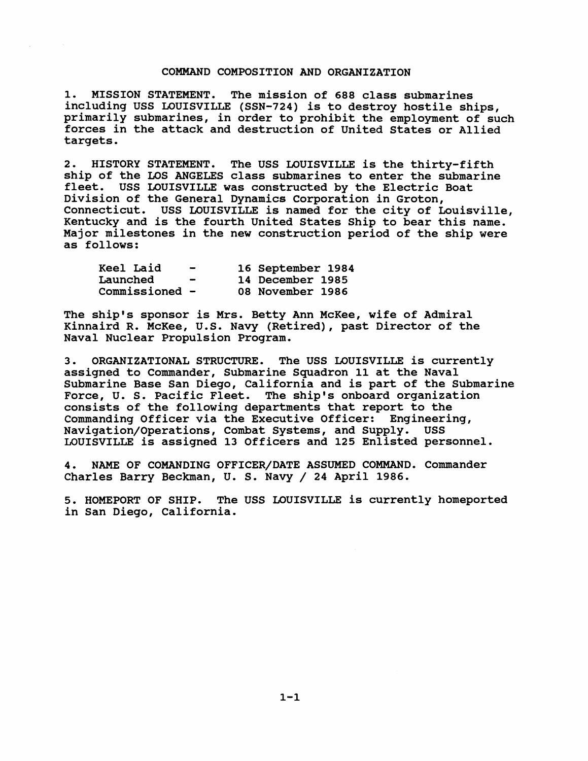# COMMAND COMPOSITION AND ORGANIZATION

1. MISSION STATEMENT. The mission of 688 class submarines including USS LOUISVILLE (SSN-724) is to destroy hostile ships, primarily submarines, in order to prohibit the employment of such forces in the attack and destruction of United States or Allied targets.

2. HISTORY STATEMENT. The USS LOUISVILLE is the thirty-fifth ship of the LOS ANGELES class submarines to enter the submarine fleet. USS LOUISVILLE was constructed by the Electric Boat Division of the General Dynamics Corporation in Groton, Connecticut. USS LOUISVILLE is named for the city of Louisville, Kentucky and is the fourth United States Ship to bear this name. Major milestones in the new construction period of the ship were as follows:

| | | |
|---|---|---|
| Keel Laid | - | 16 September 1984 |
| Launched | - | 14 December 1985 |
| Commissioned | - | 08 November 1986 |

The ship's sponsor is Mrs. Betty Ann McKee, wife of Admiral Kinnaird R. McKee, U.S. Navy (Retired), past Director of the Naval Nuclear Propulsion Program.

3. ORGANIZATIONAL STRUCTURE. The USS LOUISVILLE is currently assigned to Commander, Submarine Squadron 11 at the Naval Submarine Base San Diego, California and is part of the Submarine Force, U. S. Pacific Fleet. The ship's onboard organization consists of the following departments that report to the Commanding Officer via the Executive Officer: Engineering, Navigation/Operations, Combat Systems, and Supply. USS LOUISVILLE is assigned 13 Officers and 125 Enlisted personnel.

4. NAME OF COMANDING OFFICER/DATE ASSUMED COMMAND. Commander Charles Barry Beckman, U. S. Navy / 24 April 1986.

5. HOMEPORT OF SHIP. The USS LOUISVILLE is currently homeported in San Diego, California.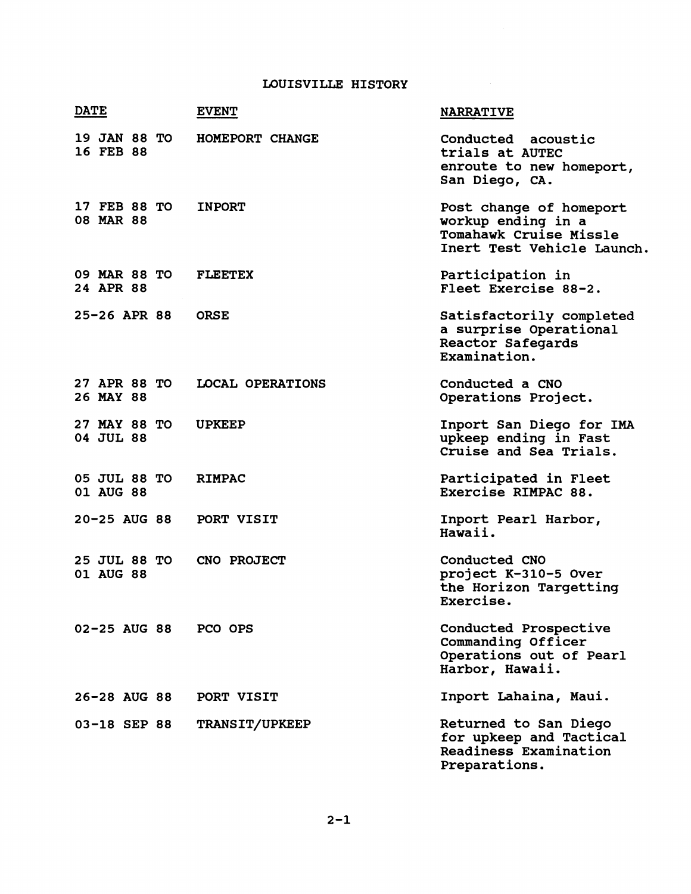# LOUISVILLE HISTORY

| DATE | EVENT | NARRATIVE |
| --- | --- | --- |
| 19 JAN 88 TO 16 FEB 88 | HOMEPORT CHANGE | Conducted acoustic trials at AUTEC enroute to new homeport, San Diego, CA. |
| 17 FEB 88 TO 08 MAR 88 | INPORT | Post change of homeport workup ending in a Tomahawk Cruise Missle Inert Test Vehicle Launch. |
| 09 MAR 88 TO 24 APR 88 | FLEETEX | Participation in Fleet Exercise 88-2. |
| 25-26 APR 88 | ORSE | Satisfactorily completed a surprise Operational Reactor Safegards Examination. |
| 27 APR 88 TO 26 MAY 88 | LOCAL OPERATIONS | Conducted a CNO Operations Project. |
| 27 MAY 88 TO 04 JUL 88 | UPKEEP | Inport San Diego for IMA upkeep ending in Fast Cruise and Sea Trials. |
| 05 JUL 88 TO 01 AUG 88 | RIMPAC | Participated in Fleet Exercise RIMPAC 88. |
| 20-25 AUG 88 | PORT VISIT | Inport Pearl Harbor, Hawaii. |
| 25 JUL 88 TO 01 AUG 88 | CNO PROJECT | Conducted CNO project K-310-5 Over the Horizon Targetting Exercise. |
| 02-25 AUG 88 | PCO OPS | Conducted Prospective Commanding Officer Operations out of Pearl Harbor, Hawaii. |
| 26-28 AUG 88 | PORT VISIT | Inport Lahaina, Maui. |
| 03-18 SEP 88 | TRANSIT/UPKEEP | Returned to San Diego for upkeep and Tactical Readiness Examination Preparations. |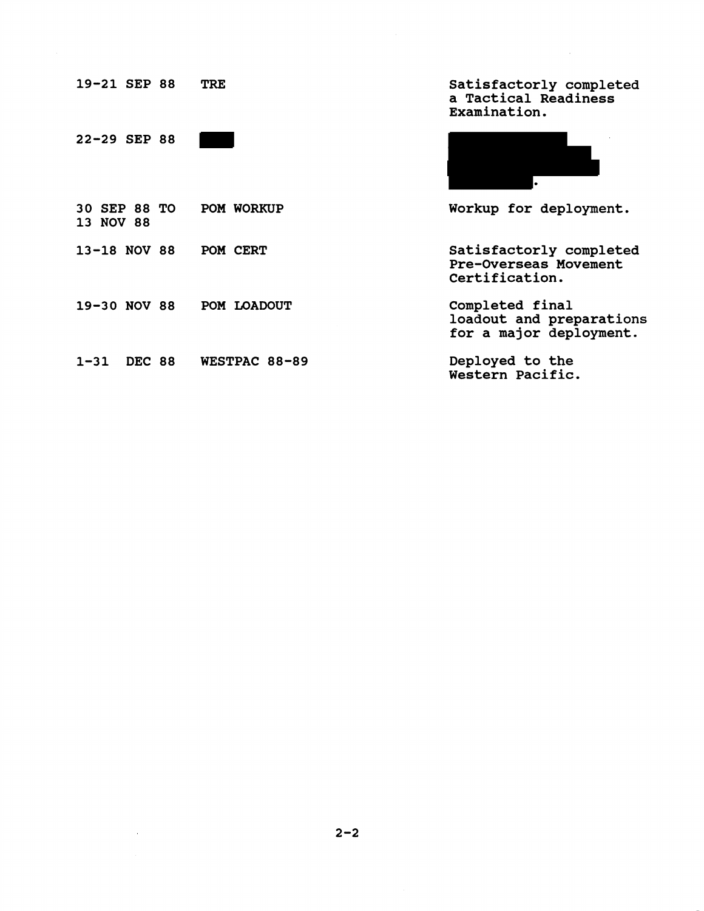| | | |
|---|---|---|
| 19-21 SEP 88 | TRE | Satisfactorily completed a Tactical Readiness Examination. |
| 22-29 SEP 88 | [REDACTED] | [REDACTED]. |
| 30 SEP 88 TO 13 NOV 88 | POM WORKUP | Workup for deployment. |
| 13-18 NOV 88 | POM CERT | Satisfactorily completed Pre-Overseas Movement Certification. |
| 19-30 NOV 88 | POM LOADOUT | Completed final loadout and preparations for a major deployment. |
| 1-31 DEC 88 | WESTPAC 88-89 | Deployed to the Western Pacific. |